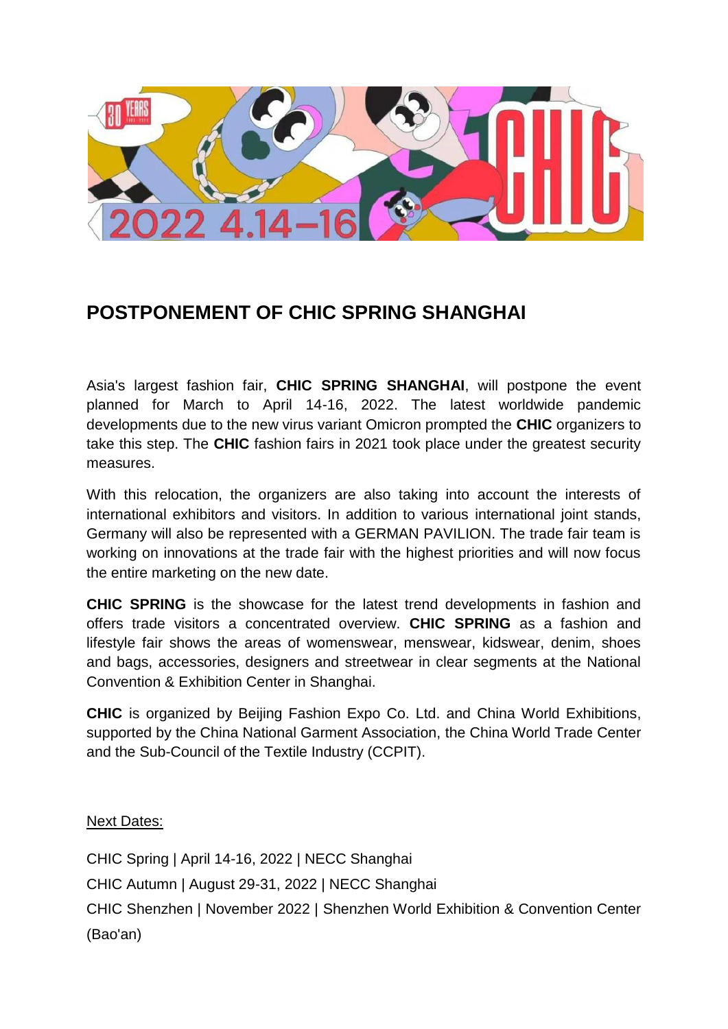# POSTPONEMENT OF CHIC SPRING SHANGHAI

Asia's largest fashion fair, **CHIC SPRING SHANGHAI**, will postpone the event planned for March to April 14-16, 2022. The latest worldwide pandemic developments due to the new virus variant Omicron prompted the **CHIC** organizers to take this step. The **CHIC** fashion fairs in 2021 took place under the greatest security measures.

With this relocation, the organizers are also taking into account the interests of international exhibitors and visitors. In addition to various international joint stands, Germany will also be represented with a GERMAN PAVILION. The trade fair team is working on innovations at the trade fair with the highest priorities and will now focus the entire marketing on the new date.

**CHIC SPRING** is the showcase for the latest trend developments in fashion and offers trade visitors a concentrated overview. **CHIC SPRING** as a fashion and lifestyle fair shows the areas of womenswear, menswear, kidswear, denim, shoes and bags, accessories, designers and streetwear in clear segments at the National Convention & Exhibition Center in Shanghai.

**CHIC** is organized by Beijing Fashion Expo Co. Ltd. and China World Exhibitions, supported by the China National Garment Association, the China World Trade Center and the Sub-Council of the Textile Industry (CCPIT).

Next Dates:

CHIC Spring | April 14-16, 2022 | NECC Shanghai

CHIC Autumn | August 29-31, 2022 | NECC Shanghai

CHIC Shenzhen | November 2022 | Shenzhen World Exhibition & Convention Center (Bao'an)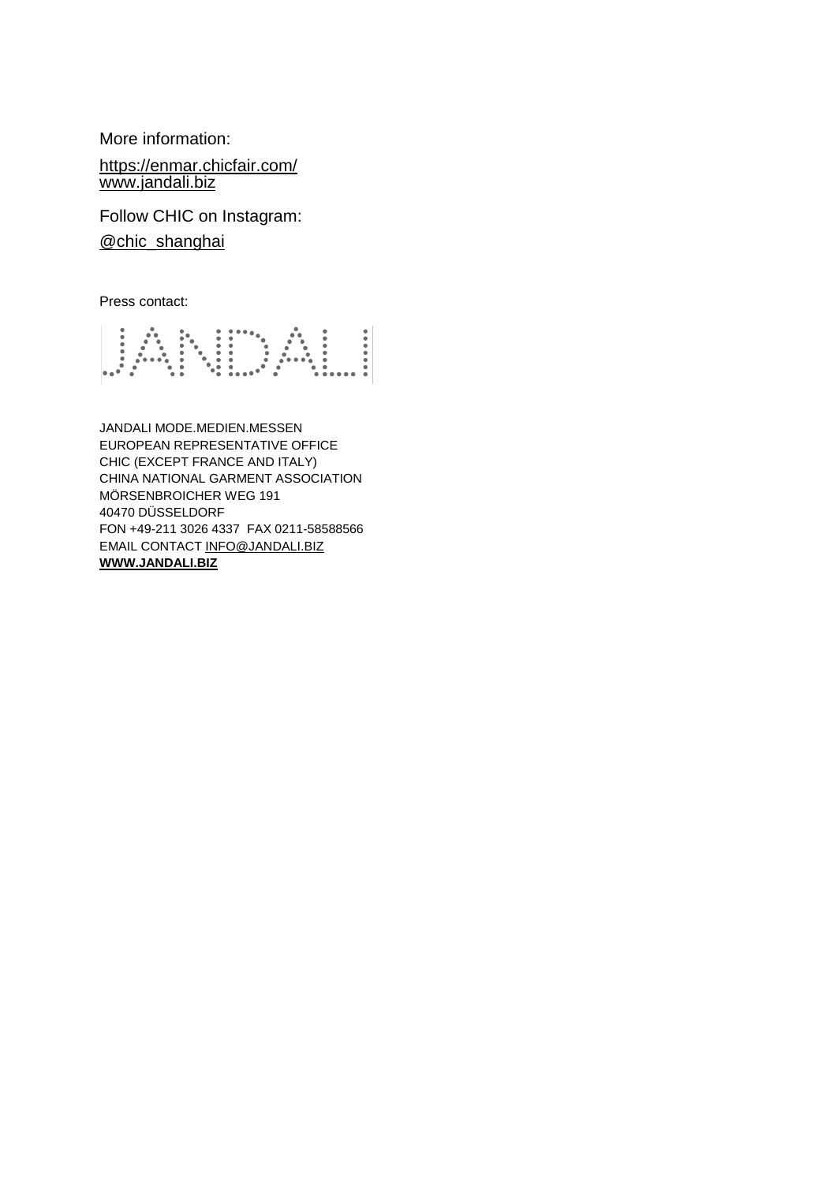More information:

https://enmar.chicfair.com/
www.jandali.biz

Follow CHIC on Instagram:

@chic_shanghai

Press contact:

JANDALI

JANDALI MODE.MEDIEN.MESSEN
EUROPEAN REPRESENTATIVE OFFICE
CHIC (EXCEPT FRANCE AND ITALY)
CHINA NATIONAL GARMENT ASSOCIATION
MÖRSENBROICHER WEG 191
40470 DÜSSELDORF
FON +49-211 3026 4337 FAX 0211-58588566
EMAIL CONTACT INFO@JANDALI.BIZ
**WWW.JANDALI.BIZ**